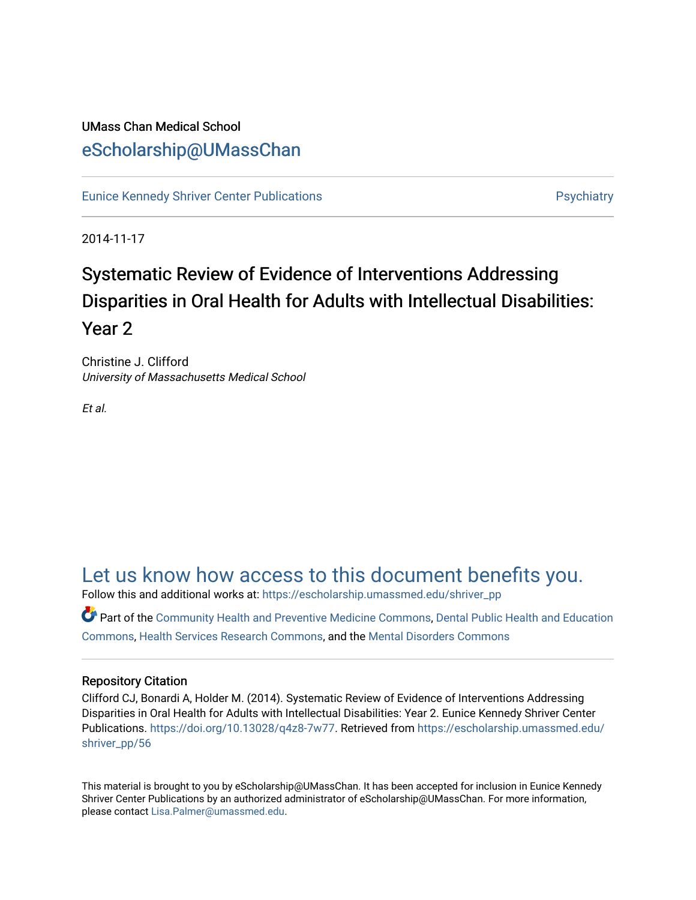UMass Chan Medical School

eScholarship@UMassChan

Eunice Kennedy Shriver Center Publications

Psychiatry

2014-11-17

# Systematic Review of Evidence of Interventions Addressing Disparities in Oral Health for Adults with Intellectual Disabilities: Year 2

Christine J. Clifford
*University of Massachusetts Medical School*

*Et al.*

Let us know how access to this document benefits you.

Follow this and additional works at: https://escholarship.umassmed.edu/shriver_pp

Part of the Community Health and Preventive Medicine Commons, Dental Public Health and Education Commons, Health Services Research Commons, and the Mental Disorders Commons

## Repository Citation

Clifford CJ, Bonardi A, Holder M. (2014). Systematic Review of Evidence of Interventions Addressing Disparities in Oral Health for Adults with Intellectual Disabilities: Year 2. Eunice Kennedy Shriver Center Publications. https://doi.org/10.13028/q4z8-7w77. Retrieved from https://escholarship.umassmed.edu/shriver_pp/56

This material is brought to you by eScholarship@UMassChan. It has been accepted for inclusion in Eunice Kennedy Shriver Center Publications by an authorized administrator of eScholarship@UMassChan. For more information, please contact Lisa.Palmer@umassmed.edu.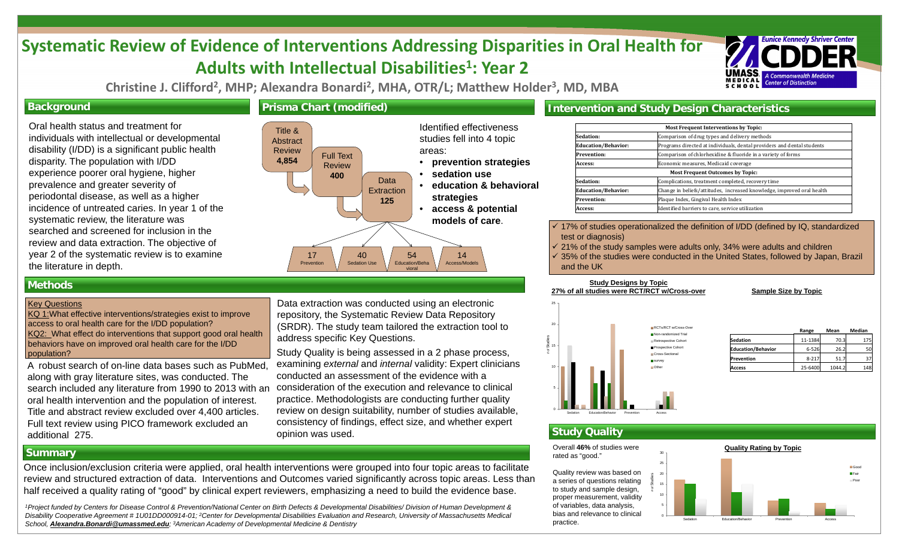# Systematic Review of Evidence of Interventions Addressing Disparities in Oral Health for Adults with Intellectual Disabilities[1]: Year 2

**Christine J. Clifford[2], MHP; Alexandra Bonardi[2], MHA, OTR/L; Matthew Holder[3], MD, MBA**

Eunice Kennedy Shriver Center CDDER UMASS MEDICAL SCHOOL A Commonwealth Medicine Center of Distinction

## Background

Oral health status and treatment for individuals with intellectual or developmental disability (I/DD) is a significant public health disparity. The population with I/DD experience poorer oral hygiene, higher prevalence and greater severity of periodontal disease, as well as a higher incidence of untreated caries. In year 1 of the systematic review, the literature was searched and screened for inclusion in the review and data extraction. The objective of year 2 of the systematic review is to examine the literature in depth.

## Prisma Chart (modified)

Title & Abstract Review **4,854**

Full Text Review **400**

Data Extraction **125**

17 Prevention

40 Sedation Use

54 Education/Behavioral

14 Access/Models

Identified effectiveness studies fell into 4 topic areas:

- **prevention strategies**
- **sedation use**
- **education & behavioral strategies**
- **access & potential models of care**.

## Methods

Key Questions

KQ 1: What effective interventions/strategies exist to improve access to oral health care for the I/DD population?

KQ2: What effect do interventions that support good oral health behaviors have on improved oral health care for the I/DD population?

A robust search of on-line data bases such as PubMed, along with gray literature sites, was conducted. The search included any literature from 1990 to 2013 with an oral health intervention and the population of interest. Title and abstract review excluded over 4,400 articles. Full text review using PICO framework excluded an additional 275.

Data extraction was conducted using an electronic repository, the Systematic Review Data Repository (SRDR). The study team tailored the extraction tool to address specific Key Questions.

Study Quality is being assessed in a 2 phase process, examining *external* and *internal* validity: Expert clinicians conducted an assessment of the evidence with a consideration of the execution and relevance to clinical practice. Methodologists are conducting further quality review on design suitability, number of studies available, consistency of findings, effect size, and whether expert opinion was used.

## Summary

Once inclusion/exclusion criteria were applied, oral health interventions were grouped into four topic areas to facilitate review and structured extraction of data. Interventions and Outcomes varied significantly across topic areas. Less than half received a quality rating of "good" by clinical expert reviewers, emphasizing a need to build the evidence base.

## Intervention and Study Design Characteristics

| Most Frequent Interventions by Topic: | |
|---|---|
| **Sedation:** | Comparison of drug types and delivery methods |
| **Education/Behavior:** | Programs directed at individuals, dental providers and dental students |
| **Prevention:** | Comparison of chlorhexidine & fluoride in a variety of forms |
| **Access:** | Economic measures, Medicaid coverage |
| **Most Frequent Outcomes by Topic:** | |
| **Sedation:** | Complications, treatment completed, recovery time |
| **Education/Behavior:** | Change in beliefs/attitudes, increased knowledge, improved oral health |
| **Prevention:** | Plaque Index, Gingival Health Index |
| **Access:** | Identified barriers to care, service utilization |

- ✓ 17% of studies operationalized the definition of I/DD (defined by IQ, standardized test or diagnosis)
- ✓ 21% of the study samples were adults only, 34% were adults and children
- ✓ 35% of the studies were conducted in the United States, followed by Japan, Brazil and the UK

**Study Designs by Topic**
**27% of all studies were RCT/RCT w/Cross-over**

0 5 10 15 20 25
# of Studies
Sedation Education/Behavior Prevention Access
RCTs/RCT w/Cross-Over
Non-randomized Trial
Retrospective Cohort
Prospective Cohort
Cross-Sectional
survey
Other

**Sample Size by Topic**

| | Range | Mean | Median |
|---|---|---|---|
| **Sedation** | 11-1384 | 70.3 | 175 |
| **Education/Behavior** | 6-526 | 26.2 | 50 |
| **Prevention** | 8-217 | 51.7 | 37 |
| **Access** | 25-6400 | 1044.2 | 148 |

## Study Quality

Overall **46%** of studies were rated as "good."

Quality review was based on a series of questions relating to study and sample design, proper measurement, validity of variables, data analysis, bias and relevance to clinical practice.

**Quality Rating by Topic**

0 5 10 15 20 25 30
# of Studies
Sedation Education/Behavior Prevention Access
Good
Fair
Poor

*[1]Project funded by Centers for Disease Control & Prevention/National Center on Birth Defects & Developmental Disabilities/ Division of Human Development & Disability Cooperative Agreement # 1U01DD000914-01; [2]Center for Developmental Disabilities Evaluation and Research, University of Massachusetts Medical School, **Alexandra.Bonardi@umassmed.edu**; [3]American Academy of Developmental Medicine & Dentistry*